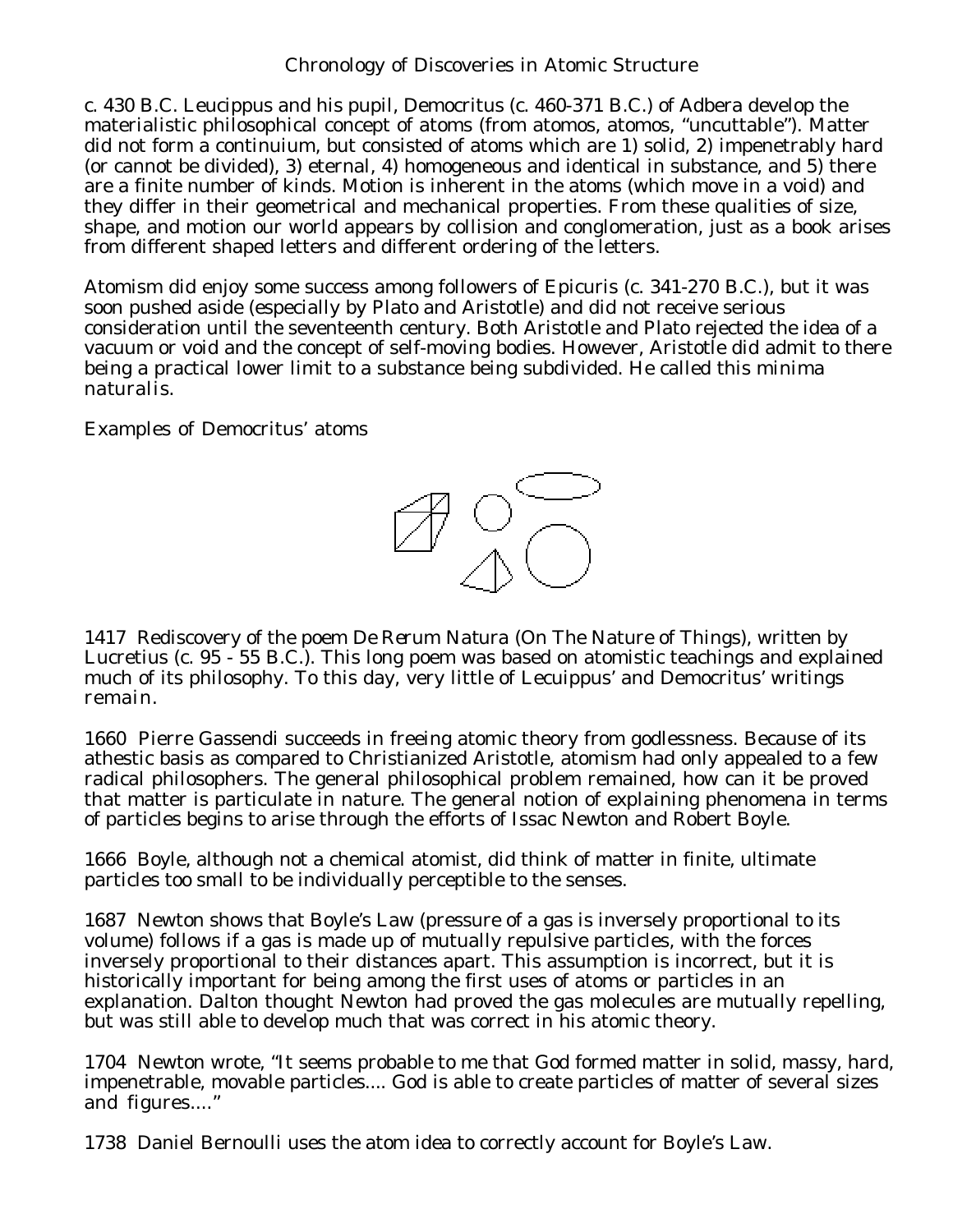# Chronology of Discoveries in Atomic Structure

c. 430 B.C. Leucippus and his pupil, Democritus (c. 460-371 B.C.) of Adbera develop the materialistic philosophical concept of atoms (from atomos, atomos, "uncuttable"). Matter did not form a continuium, but consisted of atoms which are 1) solid, 2) impenetrably hard (or cannot be divided), 3) eternal, 4) homogeneous and identical in substance, and 5) there are a finite number of kinds. Motion is inherent in the atoms (which move in a void) and they differ in their geometrical and mechanical properties. From these qualities of size, shape, and motion our world appears by collision and conglomeration, just as a book arises from different shaped letters and different ordering of the letters.

Atomism did enjoy some success among followers of Epicuris (c. 341-270 B.C.), but it was soon pushed aside (especially by Plato and Aristotle) and did not receive serious consideration until the seventeenth century. Both Aristotle and Plato rejected the idea of a vacuum or void and the concept of self-moving bodies. However, Aristotle did admit to there being a practical lower limit to a substance being subdivided. He called this minima naturalis.

Examples of Democritus' atoms

1417 Rediscovery of the poem *De Rerum Natura* (On The Nature of Things), written by Lucretius (c. 95 - 55 B.C.). This long poem was based on atomistic teachings and explained much of its philosophy. To this day, very little of Lecuippus' and Democritus' writings remain.

1660 Pierre Gassendi succeeds in freeing atomic theory from godlessness. Because of its athestic basis as compared to Christianized Aristotle, atomism had only appealed to a few radical philosophers. The general philosophical problem remained, how can it be proved that matter is particulate in nature. The general notion of explaining phenomena in terms of particles begins to arise through the efforts of Issac Newton and Robert Boyle.

1666 Boyle, although not a chemical atomist, did think of matter in finite, ultimate particles too small to be individually perceptible to the senses.

1687 Newton shows that Boyle's Law (pressure of a gas is inversely proportional to its volume) follows if a gas is made up of mutually repulsive particles, with the forces inversely proportional to their distances apart. This assumption is incorrect, but it is historically important for being among the first uses of atoms or particles in an explanation. Dalton thought Newton had proved the gas molecules are mutually repelling, but was still able to develop much that was correct in his atomic theory.

1704 Newton wrote, "It seems probable to me that God formed matter in solid, massy, hard, impenetrable, movable particles.... God is able to create particles of matter of several sizes and figures...."

1738 Daniel Bernoulli uses the atom idea to correctly account for Boyle's Law.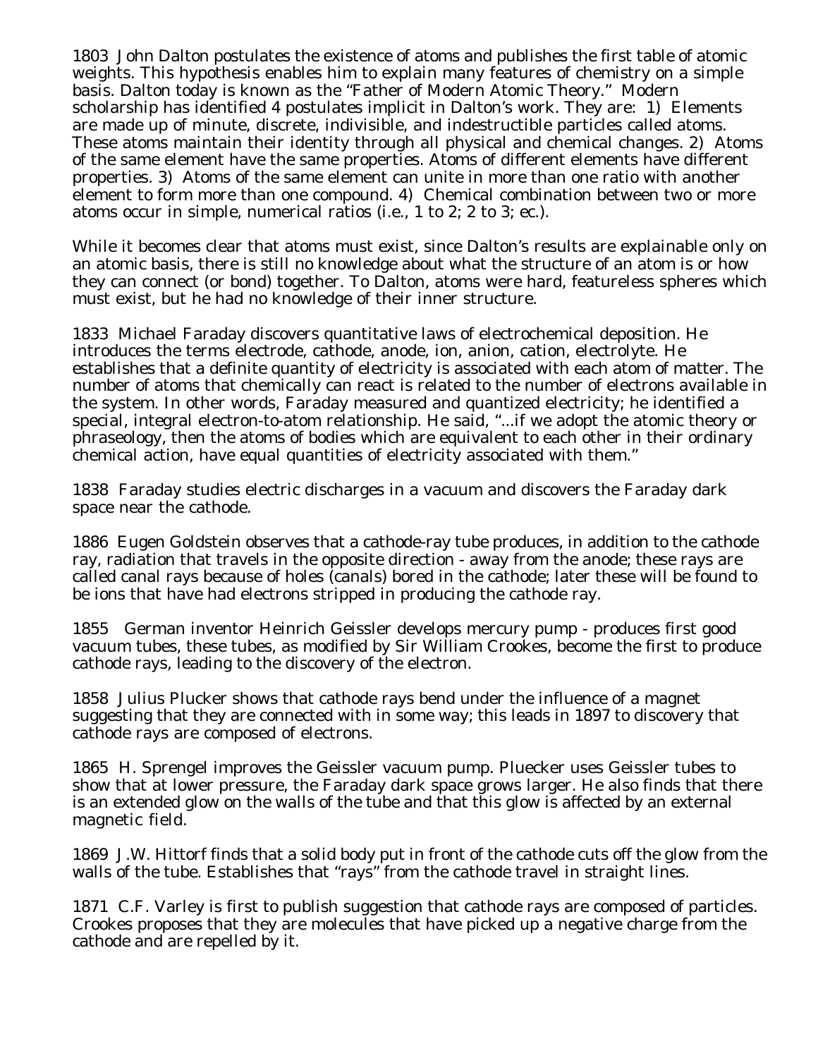1803 John Dalton postulates the existence of atoms and publishes the first table of atomic weights. This hypothesis enables him to explain many features of chemistry on a simple basis. Dalton today is known as the "Father of Modern Atomic Theory." Modern scholarship has identified 4 postulates implicit in Dalton's work. They are: 1) Elements are made up of minute, discrete, indivisible, and indestructible particles called atoms. These atoms maintain their identity through all physical and chemical changes. 2) Atoms of the same element have the same properties. Atoms of different elements have different properties. 3) Atoms of the same element can unite in more than one ratio with another element to form more than one compound. 4) Chemical combination between two or more atoms occur in simple, numerical ratios (i.e., 1 to 2; 2 to 3; ec.).

While it becomes clear that atoms must exist, since Dalton's results are explainable only on an atomic basis, there is still no knowledge about what the structure of an atom is or how they can connect (or bond) together. To Dalton, atoms were hard, featureless spheres which must exist, but he had no knowledge of their inner structure.

1833 Michael Faraday discovers quantitative laws of electrochemical deposition. He introduces the terms electrode, cathode, anode, ion, anion, cation, electrolyte. He establishes that a definite quantity of electricity is associated with each atom of matter. The number of atoms that chemically can react is related to the number of electrons available in the system. In other words, Faraday measured and quantized electricity; he identified a special, integral electron-to-atom relationship. He said, "...if we adopt the atomic theory or phraseology, then the atoms of bodies which are equivalent to each other in their ordinary chemical action, have equal quantities of electricity associated with them."

1838 Faraday studies electric discharges in a vacuum and discovers the Faraday dark space near the cathode.

1886 Eugen Goldstein observes that a cathode-ray tube produces, in addition to the cathode ray, radiation that travels in the opposite direction - away from the anode; these rays are called canal rays because of holes (canals) bored in the cathode; later these will be found to be ions that have had electrons stripped in producing the cathode ray.

1855 German inventor Heinrich Geissler develops mercury pump - produces first good vacuum tubes, these tubes, as modified by Sir William Crookes, become the first to produce cathode rays, leading to the discovery of the electron.

1858 Julius Plucker shows that cathode rays bend under the influence of a magnet suggesting that they are connected with in some way; this leads in 1897 to discovery that cathode rays are composed of electrons.

1865 H. Sprengel improves the Geissler vacuum pump. Pluecker uses Geissler tubes to show that at lower pressure, the Faraday dark space grows larger. He also finds that there is an extended glow on the walls of the tube and that this glow is affected by an external magnetic field.

1869 J.W. Hittorf finds that a solid body put in front of the cathode cuts off the glow from the walls of the tube. Establishes that "rays" from the cathode travel in straight lines.

1871 C.F. Varley is first to publish suggestion that cathode rays are composed of particles. Crookes proposes that they are molecules that have picked up a negative charge from the cathode and are repelled by it.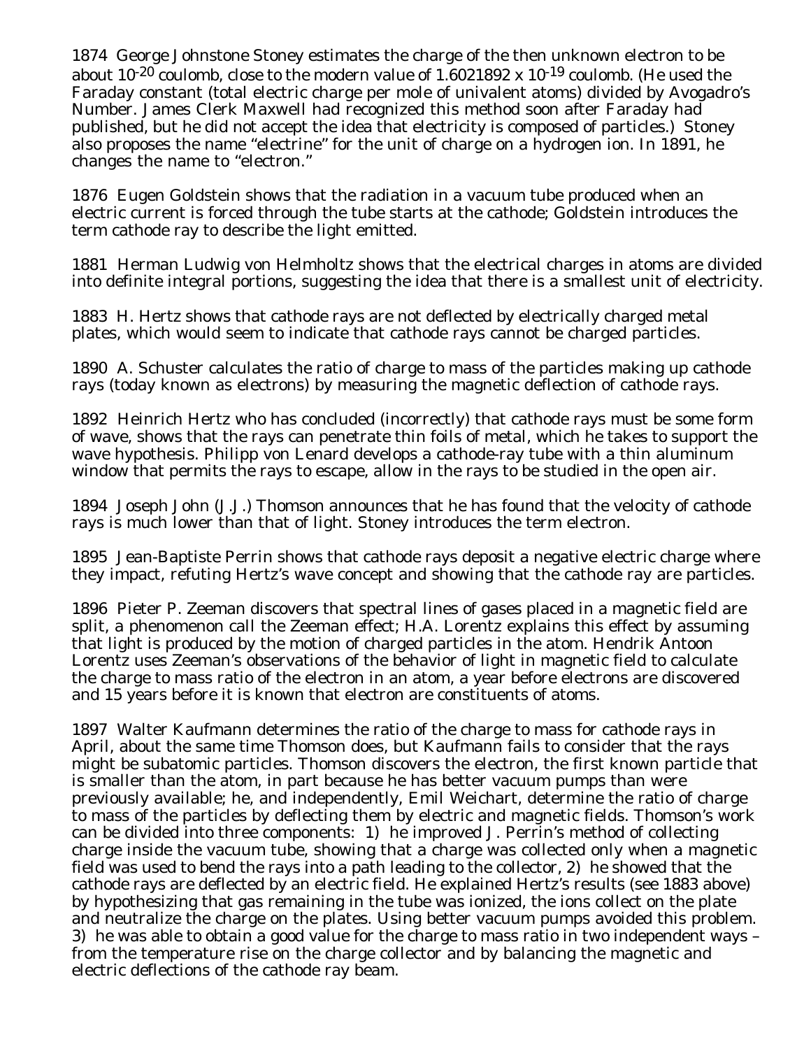1874 George Johnstone Stoney estimates the charge of the then unknown electron to be about $10^{-20}$ coulomb, close to the modern value of $1.6021892 \times 10^{-19}$ coulomb. (He used the Faraday constant (total electric charge per mole of univalent atoms) divided by Avogadro's Number. James Clerk Maxwell had recognized this method soon after Faraday had published, but he did not accept the idea that electricity is composed of particles.) Stoney also proposes the name "electrine" for the unit of charge on a hydrogen ion. In 1891, he changes the name to "electron."

1876 Eugen Goldstein shows that the radiation in a vacuum tube produced when an electric current is forced through the tube starts at the cathode; Goldstein introduces the term cathode ray to describe the light emitted.

1881 Herman Ludwig von Helmholtz shows that the electrical charges in atoms are divided into definite integral portions, suggesting the idea that there is a smallest unit of electricity.

1883 H. Hertz shows that cathode rays are not deflected by electrically charged metal plates, which would seem to indicate that cathode rays cannot be charged particles.

1890 A. Schuster calculates the ratio of charge to mass of the particles making up cathode rays (today known as electrons) by measuring the magnetic deflection of cathode rays.

1892 Heinrich Hertz who has concluded (incorrectly) that cathode rays must be some form of wave, shows that the rays can penetrate thin foils of metal, which he takes to support the wave hypothesis. Philipp von Lenard develops a cathode-ray tube with a thin aluminum window that permits the rays to escape, allow in the rays to be studied in the open air.

1894 Joseph John (J.J.) Thomson announces that he has found that the velocity of cathode rays is much lower than that of light. Stoney introduces the term electron.

1895 Jean-Baptiste Perrin shows that cathode rays deposit a negative electric charge where they impact, refuting Hertz's wave concept and showing that the cathode ray are particles.

1896 Pieter P. Zeeman discovers that spectral lines of gases placed in a magnetic field are split, a phenomenon call the Zeeman effect; H.A. Lorentz explains this effect by assuming that light is produced by the motion of charged particles in the atom. Hendrik Antoon Lorentz uses Zeeman's observations of the behavior of light in magnetic field to calculate the charge to mass ratio of the electron in an atom, a year before electrons are discovered and 15 years before it is known that electron are constituents of atoms.

1897 Walter Kaufmann determines the ratio of the charge to mass for cathode rays in April, about the same time Thomson does, but Kaufmann fails to consider that the rays might be subatomic particles. Thomson discovers the electron, the first known particle that is smaller than the atom, in part because he has better vacuum pumps than were previously available; he, and independently, Emil Weichart, determine the ratio of charge to mass of the particles by deflecting them by electric and magnetic fields. Thomson's work can be divided into three components: 1) he improved J. Perrin's method of collecting charge inside the vacuum tube, showing that a charge was collected only when a magnetic field was used to bend the rays into a path leading to the collector, 2) he showed that the cathode rays are deflected by an electric field. He explained Hertz's results (see 1883 above) by hypothesizing that gas remaining in the tube was ionized, the ions collect on the plate and neutralize the charge on the plates. Using better vacuum pumps avoided this problem. 3) he was able to obtain a good value for the charge to mass ratio in two independent ways – from the temperature rise on the charge collector and by balancing the magnetic and electric deflections of the cathode ray beam.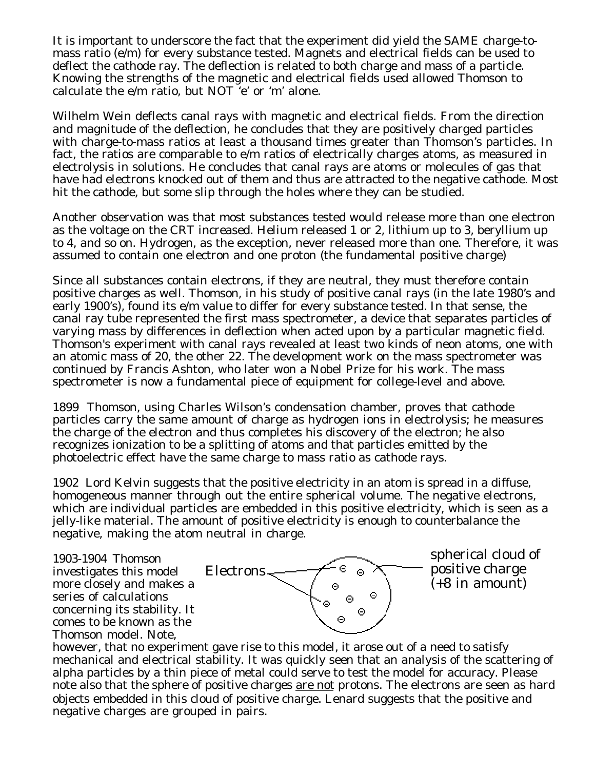It is important to underscore the fact that the experiment did yield the SAME charge-to-mass ratio (e/m) for every substance tested. Magnets and electrical fields can be used to deflect the cathode ray. The deflection is related to both charge and mass of a particle. Knowing the strengths of the magnetic and electrical fields used allowed Thomson to calculate the e/m ratio, but NOT 'e' or 'm' alone.

Wilhelm Wein deflects canal rays with magnetic and electrical fields. From the direction and magnitude of the deflection, he concludes that they are positively charged particles with charge-to-mass ratios at least a thousand times greater than Thomson's particles. In fact, the ratios are comparable to e/m ratios of electrically charges atoms, as measured in electrolysis in solutions. He concludes that canal rays are atoms or molecules of gas that have had electrons knocked out of them and thus are attracted to the negative cathode. Most hit the cathode, but some slip through the holes where they can be studied.

Another observation was that most substances tested would release more than one electron as the voltage on the CRT increased. Helium released 1 or 2, lithium up to 3, beryllium up to 4, and so on. Hydrogen, as the exception, never released more than one. Therefore, it was assumed to contain one electron and one proton (the fundamental positive charge)

Since all substances contain electrons, if they are neutral, they must therefore contain positive charges as well. Thomson, in his study of positive canal rays (in the late 1980's and early 1900's), found its e/m value to differ for every substance tested. In that sense, the canal ray tube represented the first mass spectrometer, a device that separates particles of varying mass by differences in deflection when acted upon by a particular magnetic field. Thomson's experiment with canal rays revealed at least two kinds of neon atoms, one with an atomic mass of 20, the other 22. The development work on the mass spectrometer was continued by Francis Ashton, who later won a Nobel Prize for his work. The mass spectrometer is now a fundamental piece of equipment for college-level and above.

1899 Thomson, using Charles Wilson's condensation chamber, proves that cathode particles carry the same amount of charge as hydrogen ions in electrolysis; he measures the charge of the electron and thus completes his discovery of the electron; he also recognizes ionization to be a splitting of atoms and that particles emitted by the photoelectric effect have the same charge to mass ratio as cathode rays.

1902 Lord Kelvin suggests that the positive electricity in an atom is spread in a diffuse, homogeneous manner through out the entire spherical volume. The negative electrons, which are individual particles are embedded in this positive electricity, which is seen as a jelly-like material. The amount of positive electricity is enough to counterbalance the negative, making the atom neutral in charge.

1903-1904 Thomson investigates this model more closely and makes a series of calculations concerning its stability. It comes to be known as the Thomson model. Note, however, that no experiment gave rise to this model, it arose out of a need to satisfy mechanical and electrical stability. It was quickly seen that an analysis of the scattering of alpha particles by a thin piece of metal could serve to test the model for accuracy. Please note also that the sphere of positive charges <u>are not</u> protons. The electrons are seen as hard objects embedded in this cloud of positive charge. Lenard suggests that the positive and negative charges are grouped in pairs.

Electrons — spherical cloud of positive charge (+8 in amount)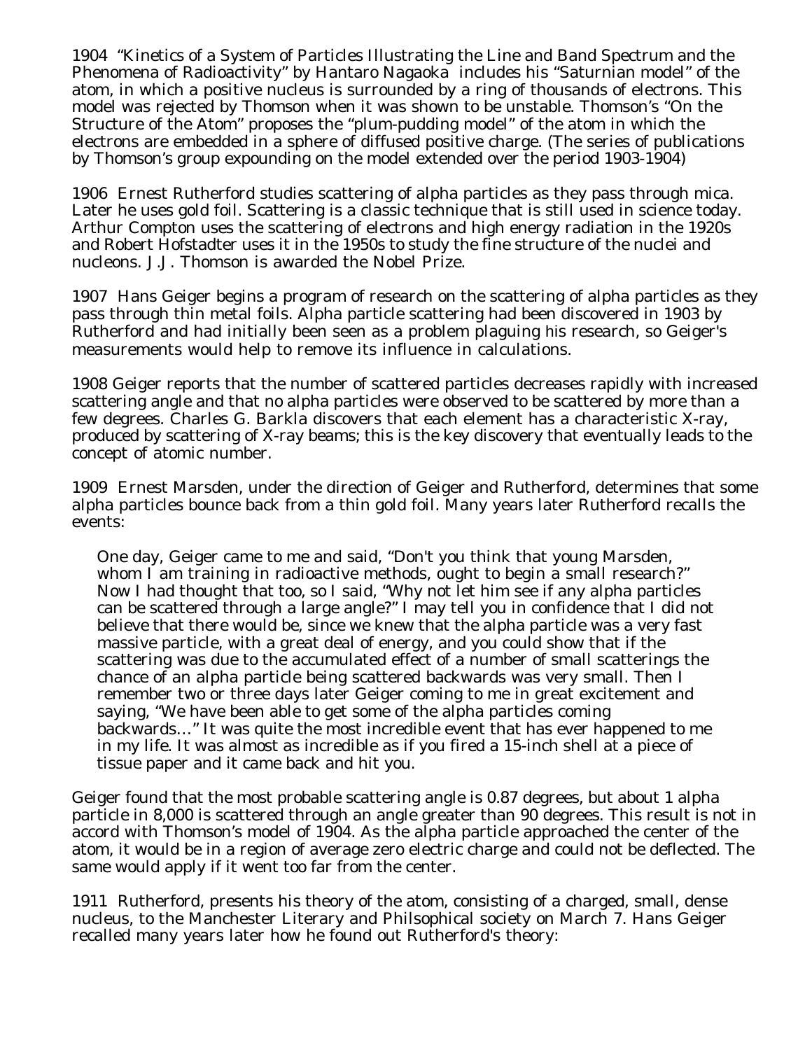1904 "Kinetics of a System of Particles Illustrating the Line and Band Spectrum and the Phenomena of Radioactivity" by Hantaro Nagaoka includes his "Saturnian model" of the atom, in which a positive nucleus is surrounded by a ring of thousands of electrons. This model was rejected by Thomson when it was shown to be unstable. Thomson's "On the Structure of the Atom" proposes the "plum-pudding model" of the atom in which the electrons are embedded in a sphere of diffused positive charge. (The series of publications by Thomson's group expounding on the model extended over the period 1903-1904)

1906 Ernest Rutherford studies scattering of alpha particles as they pass through mica. Later he uses gold foil. Scattering is a classic technique that is still used in science today. Arthur Compton uses the scattering of electrons and high energy radiation in the 1920s and Robert Hofstadter uses it in the 1950s to study the fine structure of the nuclei and nucleons. J.J. Thomson is awarded the Nobel Prize.

1907 Hans Geiger begins a program of research on the scattering of alpha particles as they pass through thin metal foils. Alpha particle scattering had been discovered in 1903 by Rutherford and had initially been seen as a problem plaguing his research, so Geiger's measurements would help to remove its influence in calculations.

1908 Geiger reports that the number of scattered particles decreases rapidly with increased scattering angle and that no alpha particles were observed to be scattered by more than a few degrees. Charles G. Barkla discovers that each element has a characteristic X-ray, produced by scattering of X-ray beams; this is the key discovery that eventually leads to the concept of atomic number.

1909 Ernest Marsden, under the direction of Geiger and Rutherford, determines that some alpha particles bounce back from a thin gold foil. Many years later Rutherford recalls the events:

> One day, Geiger came to me and said, "Don't you think that young Marsden, whom I am training in radioactive methods, ought to begin a small research?" Now I had thought that too, so I said, "Why not let him see if any alpha particles can be scattered through a large angle?" I may tell you in confidence that I did not believe that there would be, since we knew that the alpha particle was a very fast massive particle, with a great deal of energy, and you could show that if the scattering was due to the accumulated effect of a number of small scatterings the chance of an alpha particle being scattered backwards was very small. Then I remember two or three days later Geiger coming to me in great excitement and saying, "We have been able to get some of the alpha particles coming backwards…" It was quite the most incredible event that has ever happened to me in my life. It was almost as incredible as if you fired a 15-inch shell at a piece of tissue paper and it came back and hit you.

Geiger found that the most probable scattering angle is 0.87 degrees, but about 1 alpha particle in 8,000 is scattered through an angle greater than 90 degrees. This result is not in accord with Thomson's model of 1904. As the alpha particle approached the center of the atom, it would be in a region of average zero electric charge and could not be deflected. The same would apply if it went too far from the center.

1911 Rutherford, presents his theory of the atom, consisting of a charged, small, dense nucleus, to the Manchester Literary and Philsophical society on March 7. Hans Geiger recalled many years later how he found out Rutherford's theory: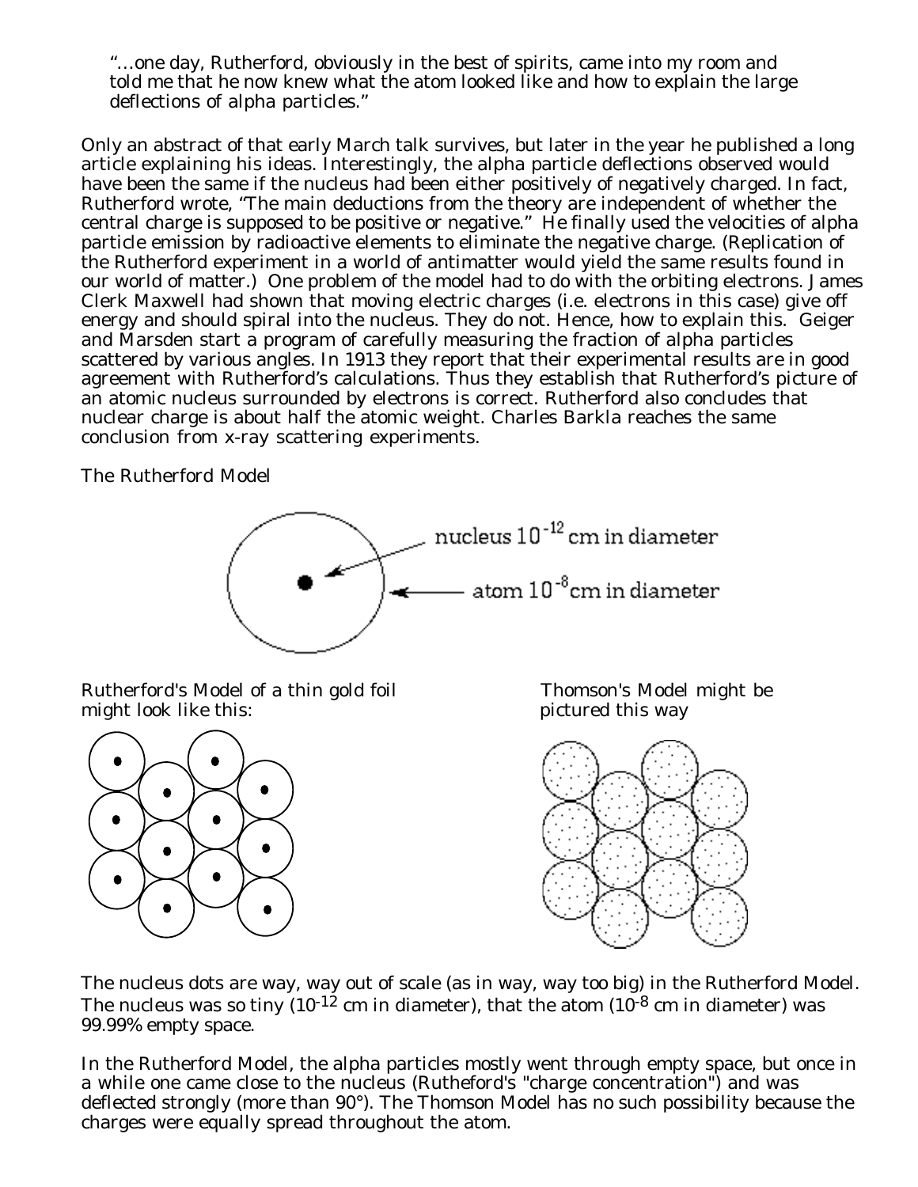"…one day, Rutherford, obviously in the best of spirits, came into my room and told me that he now knew what the atom looked like and how to explain the large deflections of alpha particles."

Only an abstract of that early March talk survives, but later in the year he published a long article explaining his ideas. Interestingly, the alpha particle deflections observed would have been the same if the nucleus had been either positively of negatively charged. In fact, Rutherford wrote, "The main deductions from the theory are independent of whether the central charge is supposed to be positive or negative." He finally used the velocities of alpha particle emission by radioactive elements to eliminate the negative charge. (Replication of the Rutherford experiment in a world of antimatter would yield the same results found in our world of matter.) One problem of the model had to do with the orbiting electrons. James Clerk Maxwell had shown that moving electric charges (i.e. electrons in this case) give off energy and should spiral into the nucleus. They do not. Hence, how to explain this. Geiger and Marsden start a program of carefully measuring the fraction of alpha particles scattered by various angles. In 1913 they report that their experimental results are in good agreement with Rutherford's calculations. Thus they establish that Rutherford's picture of an atomic nucleus surrounded by electrons is correct. Rutherford also concludes that nuclear charge is about half the atomic weight. Charles Barkla reaches the same conclusion from x-ray scattering experiments.

The Rutherford Model

nucleus $10^{-12}$ cm in diameter

atom $10^{-8}$ cm in diameter

Rutherford's Model of a thin gold foil might look like this:

Thomson's Model might be pictured this way

The nucleus dots are way, way out of scale (as in way, way too big) in the Rutherford Model. The nucleus was so tiny ($10^{-12}$ cm in diameter), that the atom ($10^{-8}$ cm in diameter) was 99.99% empty space.

In the Rutherford Model, the alpha particles mostly went through empty space, but once in a while one came close to the nucleus (Rutheford's "charge concentration") and was deflected strongly (more than 90°). The Thomson Model has no such possibility because the charges were equally spread throughout the atom.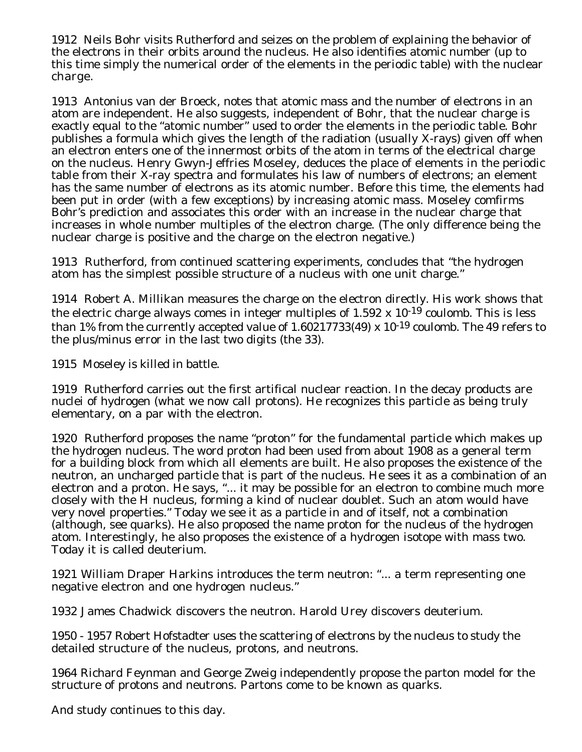1912 Neils Bohr visits Rutherford and seizes on the problem of explaining the behavior of the electrons in their orbits around the nucleus. He also identifies atomic number (up to this time simply the numerical order of the elements in the periodic table) with the nuclear charge.

1913 Antonius van der Broeck, notes that atomic mass and the number of electrons in an atom are independent. He also suggests, independent of Bohr, that the nuclear charge is exactly equal to the "atomic number" used to order the elements in the periodic table. Bohr publishes a formula which gives the length of the radiation (usually X-rays) given off when an electron enters one of the innermost orbits of the atom in terms of the electrical charge on the nucleus. Henry Gwyn-Jeffries Moseley, deduces the place of elements in the periodic table from their X-ray spectra and formulates his law of numbers of electrons; an element has the same number of electrons as its atomic number. Before this time, the elements had been put in order (with a few exceptions) by increasing atomic mass. Moseley comfirms Bohr's prediction and associates this order with an increase in the nuclear charge that increases in whole number multiples of the electron charge. (The only difference being the nuclear charge is positive and the charge on the electron negative.)

1913 Rutherford, from continued scattering experiments, concludes that "the hydrogen atom has the simplest possible structure of a nucleus with one unit charge."

1914 Robert A. Millikan measures the charge on the electron directly. His work shows that the electric charge always comes in integer multiples of $1.592 \times 10^{-19}$ coulomb. This is less than 1% from the currently accepted value of $1.60217733(49) \times 10^{-19}$ coulomb. The 49 refers to the plus/minus error in the last two digits (the 33).

1915 Moseley is killed in battle.

1919 Rutherford carries out the first artifical nuclear reaction. In the decay products are nuclei of hydrogen (what we now call protons). He recognizes this particle as being truly elementary, on a par with the electron.

1920 Rutherford proposes the name "proton" for the fundamental particle which makes up the hydrogen nucleus. The word proton had been used from about 1908 as a general term for a building block from which all elements are built. He also proposes the existence of the neutron, an uncharged particle that is part of the nucleus. He sees it as a combination of an electron and a proton. He says, "... it may be possible for an electron to combine much more closely with the H nucleus, forming a kind of nuclear doublet. Such an atom would have very novel properties." Today we see it as a particle in and of itself, not a combination (although, see quarks). He also proposed the name proton for the nucleus of the hydrogen atom. Interestingly, he also proposes the existence of a hydrogen isotope with mass two. Today it is called deuterium.

1921 William Draper Harkins introduces the term neutron: "... a term representing one negative electron and one hydrogen nucleus."

1932 James Chadwick discovers the neutron. Harold Urey discovers deuterium.

1950 - 1957 Robert Hofstadter uses the scattering of electrons by the nucleus to study the detailed structure of the nucleus, protons, and neutrons.

1964 Richard Feynman and George Zweig independently propose the parton model for the structure of protons and neutrons. Partons come to be known as quarks.

And study continues to this day.